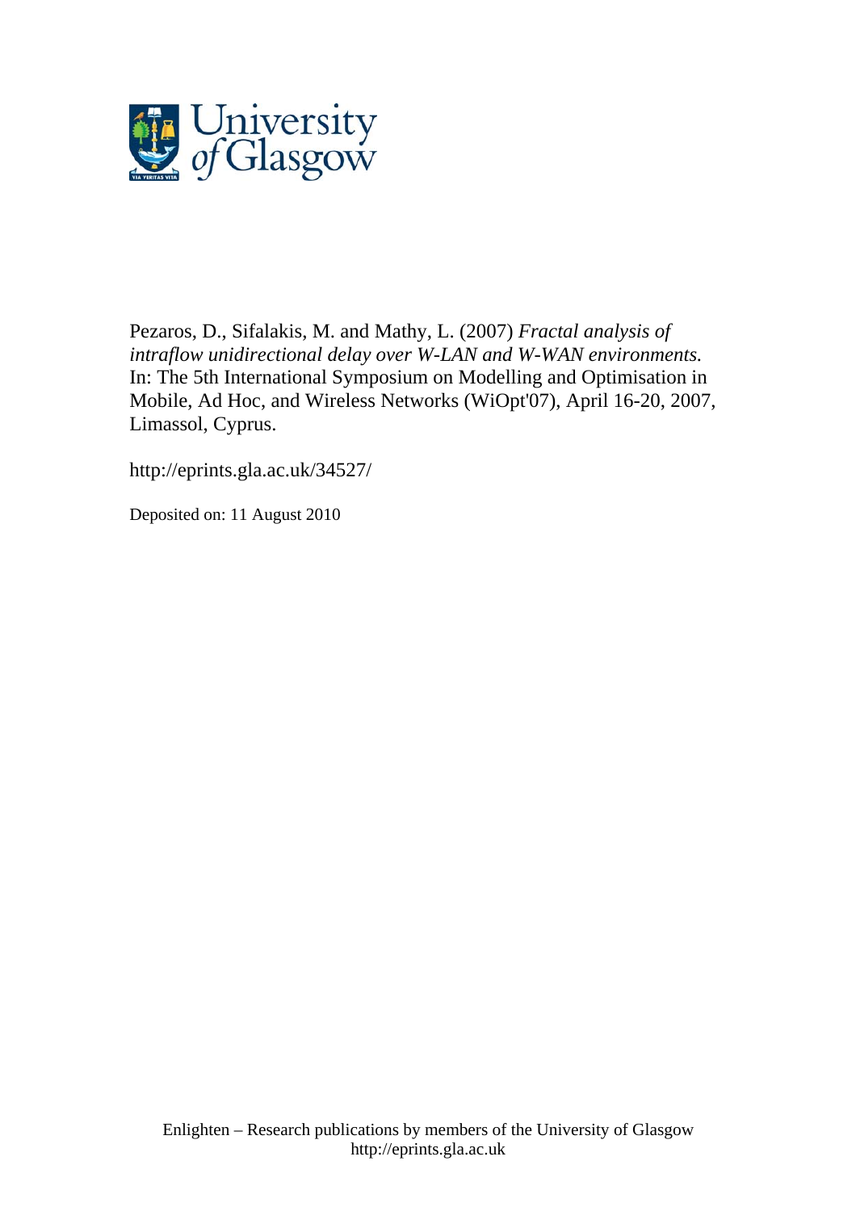University of Glasgow

Pezaros, D., Sifalakis, M. and Mathy, L. (2007) *Fractal analysis of intraflow unidirectional delay over W-LAN and W-WAN environments.* In: The 5th International Symposium on Modelling and Optimisation in Mobile, Ad Hoc, and Wireless Networks (WiOpt'07), April 16-20, 2007, Limassol, Cyprus.

http://eprints.gla.ac.uk/34527/

Deposited on: 11 August 2010

Enlighten – Research publications by members of the University of Glasgow
http://eprints.gla.ac.uk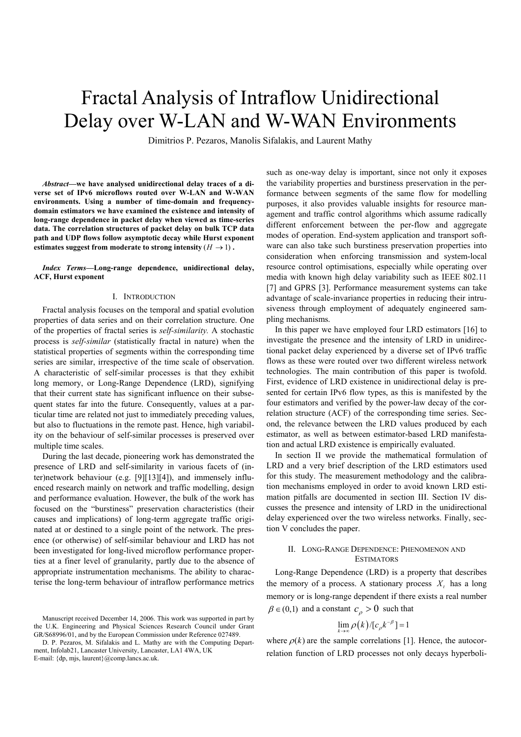# Fractal Analysis of Intraflow Unidirectional Delay over W-LAN and W-WAN Environments

Dimitrios P. Pezaros, Manolis Sifalakis, and Laurent Mathy

***Abstract*—we have analysed unidirectional delay traces of a diverse set of IPv6 microflows routed over W-LAN and W-WAN environments. Using a number of time-domain and frequency-domain estimators we have examined the existence and intensity of long-range dependence in packet delay when viewed as time-series data. The correlation structures of packet delay on bulk TCP data path and UDP flows follow asymptotic decay while Hurst exponent estimates suggest from moderate to strong intensity ($H \to 1$) .**

***Index Terms*—Long-range dependence, unidirectional delay, ACF, Hurst exponent**

## I. Introduction

Fractal analysis focuses on the temporal and spatial evolution properties of data series and on their correlation structure. One of the properties of fractal series is *self-similarity.* A stochastic process is *self-similar* (statistically fractal in nature) when the statistical properties of segments within the corresponding time series are similar, irrespective of the time scale of observation. A characteristic of self-similar processes is that they exhibit long memory, or Long-Range Dependence (LRD), signifying that their current state has significant influence on their subsequent states far into the future. Consequently, values at a particular time are related not just to immediately preceding values, but also to fluctuations in the remote past. Hence, high variability on the behaviour of self-similar processes is preserved over multiple time scales.

During the last decade, pioneering work has demonstrated the presence of LRD and self-similarity in various facets of (inter)network behaviour (e.g. [9][13][4]), and immensely influenced research mainly on network and traffic modelling, design and performance evaluation. However, the bulk of the work has focused on the "burstiness" preservation characteristics (their causes and implications) of long-term aggregate traffic originated at or destined to a single point of the network. The presence (or otherwise) of self-similar behaviour and LRD has not been investigated for long-lived microflow performance properties at a finer level of granularity, partly due to the absence of appropriate instrumentation mechanisms. The ability to characterise the long-term behaviour of intraflow performance metrics such as one-way delay is important, since not only it exposes the variability properties and burstiness preservation in the performance between segments of the same flow for modelling purposes, it also provides valuable insights for resource management and traffic control algorithms which assume radically different enforcement between the per-flow and aggregate modes of operation. End-system application and transport software can also take such burstiness preservation properties into consideration when enforcing transmission and system-local resource control optimisations, especially while operating over media with known high delay variability such as IEEE 802.11 [7] and GPRS [3]. Performance measurement systems can take advantage of scale-invariance properties in reducing their intrusiveness through employment of adequately engineered sampling mechanisms.

In this paper we have employed four LRD estimators [16] to investigate the presence and the intensity of LRD in unidirectional packet delay experienced by a diverse set of IPv6 traffic flows as these were routed over two different wireless network technologies. The main contribution of this paper is twofold. First, evidence of LRD existence in unidirectional delay is presented for certain IPv6 flow types, as this is manifested by the four estimators and verified by the power-law decay of the correlation structure (ACF) of the corresponding time series. Second, the relevance between the LRD values produced by each estimator, as well as between estimator-based LRD manifestation and actual LRD existence is empirically evaluated.

In section II we provide the mathematical formulation of LRD and a very brief description of the LRD estimators used for this study. The measurement methodology and the calibration mechanisms employed in order to avoid known LRD estimation pitfalls are documented in section III. Section IV discusses the presence and intensity of LRD in the unidirectional delay experienced over the two wireless networks. Finally, section V concludes the paper.

## II. Long-Range Dependence: Phenomenon and Estimators

Long-Range Dependence (LRD) is a property that describes the memory of a process. A stationary process $X_t$ has a long memory or is long-range dependent if there exists a real number $\beta \in (0,1)$ and a constant $c_\rho > 0$ such that

$$\lim_{k \to \infty} \rho(k) / [c_\rho k^{-\beta}] = 1$$

where $\rho(k)$ are the sample correlations [1]. Hence, the autocorrelation function of LRD processes not only decays hyperboli-

Manuscript received December 14, 2006. This work was supported in part by the U.K. Engineering and Physical Sciences Research Council under Grant GR/S68996/01, and by the European Commission under Reference 027489.

D. P. Pezaros, M. Sifalakis and L. Mathy are with the Computing Department, Infolab21, Lancaster University, Lancaster, LA1 4WA, UK
E-mail: {dp, mjs, laurent}@comp.lancs.ac.uk.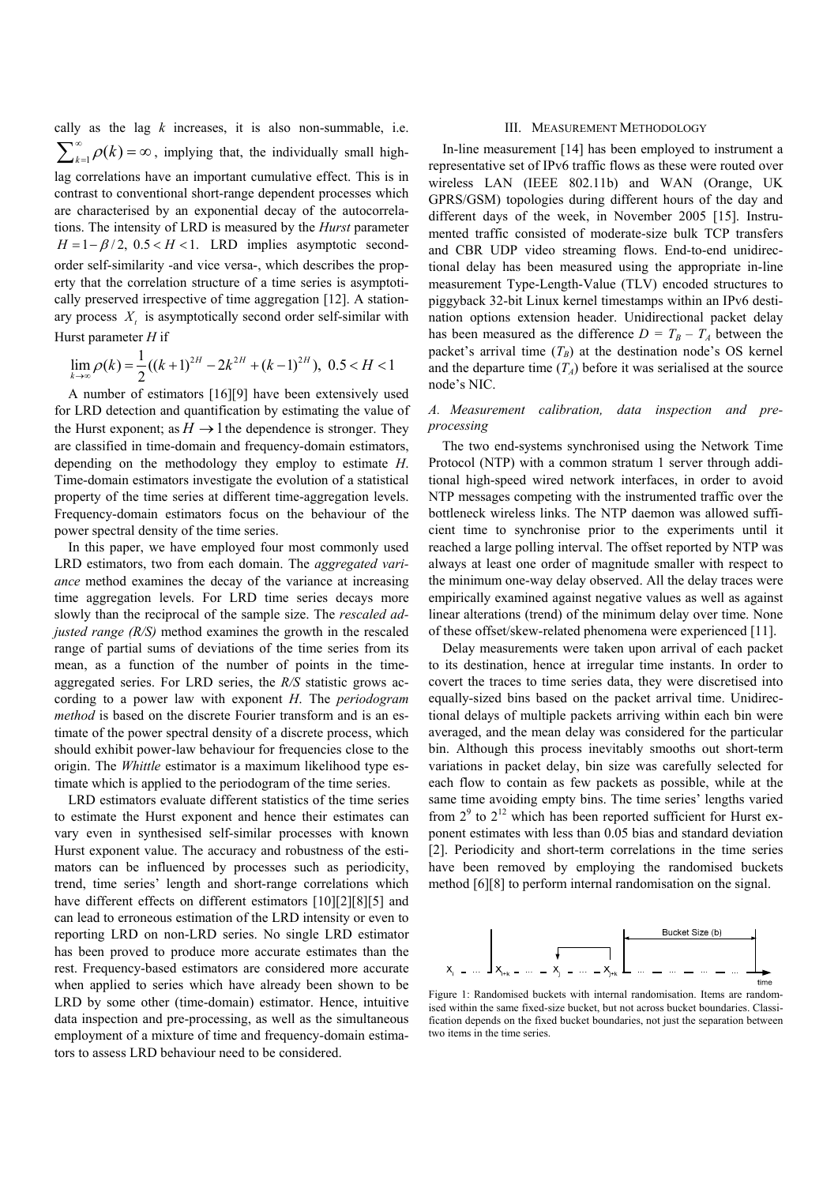cally as the lag $k$ increases, it is also non-summable, i.e. $\sum_{k=1}^{\infty} \rho(k) = \infty$, implying that, the individually small high-lag correlations have an important cumulative effect. This is in contrast to conventional short-range dependent processes which are characterised by an exponential decay of the autocorrelations. The intensity of LRD is measured by the *Hurst* parameter $H = 1 - \beta/2,\ 0.5 < H < 1$. LRD implies asymptotic second-order self-similarity -and vice versa-, which describes the property that the correlation structure of a time series is asymptotically preserved irrespective of time aggregation [12]. A stationary process $X_t$ is asymptotically second order self-similar with Hurst parameter $H$ if

$$\lim_{k \to \infty} \rho(k) = \frac{1}{2}((k+1)^{2H} - 2k^{2H} + (k-1)^{2H}),\ 0.5 < H < 1$$

A number of estimators [16][9] have been extensively used for LRD detection and quantification by estimating the value of the Hurst exponent; as $H \to 1$ the dependence is stronger. They are classified in time-domain and frequency-domain estimators, depending on the methodology they employ to estimate $H$. Time-domain estimators investigate the evolution of a statistical property of the time series at different time-aggregation levels. Frequency-domain estimators focus on the behaviour of the power spectral density of the time series.

In this paper, we have employed four most commonly used LRD estimators, two from each domain. The *aggregated variance* method examines the decay of the variance at increasing time aggregation levels. For LRD time series decays more slowly than the reciprocal of the sample size. The *rescaled adjusted range (R/S)* method examines the growth in the rescaled range of partial sums of deviations of the time series from its mean, as a function of the number of points in the time-aggregated series. For LRD series, the *R/S* statistic grows according to a power law with exponent $H$. The *periodogram method* is based on the discrete Fourier transform and is an estimate of the power spectral density of a discrete process, which should exhibit power-law behaviour for frequencies close to the origin. The *Whittle* estimator is a maximum likelihood type estimate which is applied to the periodogram of the time series.

LRD estimators evaluate different statistics of the time series to estimate the Hurst exponent and hence their estimates can vary even in synthesised self-similar processes with known Hurst exponent value. The accuracy and robustness of the estimators can be influenced by processes such as periodicity, trend, time series' length and short-range correlations which have different effects on different estimators [10][2][8][5] and can lead to erroneous estimation of the LRD intensity or even to reporting LRD on non-LRD series. No single LRD estimator has been proved to produce more accurate estimates than the rest. Frequency-based estimators are considered more accurate when applied to series which have already been shown to be LRD by some other (time-domain) estimator. Hence, intuitive data inspection and pre-processing, as well as the simultaneous employment of a mixture of time and frequency-domain estimators to assess LRD behaviour need to be considered.

## III. Measurement Methodology

In-line measurement [14] has been employed to instrument a representative set of IPv6 traffic flows as these were routed over wireless LAN (IEEE 802.11b) and WAN (Orange, UK GPRS/GSM) topologies during different hours of the day and different days of the week, in November 2005 [15]. Instrumented traffic consisted of moderate-size bulk TCP transfers and CBR UDP video streaming flows. End-to-end unidirectional delay has been measured using the appropriate in-line measurement Type-Length-Value (TLV) encoded structures to piggyback 32-bit Linux kernel timestamps within an IPv6 destination options extension header. Unidirectional packet delay has been measured as the difference $D = T_B - T_A$ between the packet's arrival time ($T_B$) at the destination node's OS kernel and the departure time ($T_A$) before it was serialised at the source node's NIC.

### *A. Measurement calibration, data inspection and pre-processing*

The two end-systems synchronised using the Network Time Protocol (NTP) with a common stratum 1 server through additional high-speed wired network interfaces, in order to avoid NTP messages competing with the instrumented traffic over the bottleneck wireless links. The NTP daemon was allowed sufficient time to synchronise prior to the experiments until it reached a large polling interval. The offset reported by NTP was always at least one order of magnitude smaller with respect to the minimum one-way delay observed. All the delay traces were empirically examined against negative values as well as against linear alterations (trend) of the minimum delay over time. None of these offset/skew-related phenomena were experienced [11].

Delay measurements were taken upon arrival of each packet to its destination, hence at irregular time instants. In order to covert the traces to time series data, they were discretised into equally-sized bins based on the packet arrival time. Unidirectional delays of multiple packets arriving within each bin were averaged, and the mean delay was considered for the particular bin. Although this process inevitably smooths out short-term variations in packet delay, bin size was carefully selected for each flow to contain as few packets as possible, while at the same time avoiding empty bins. The time series' lengths varied from $2^9$ to $2^{12}$ which has been reported sufficient for Hurst exponent estimates with less than 0.05 bias and standard deviation [2]. Periodicity and short-term correlations in the time series have been removed by employing the randomised buckets method [6][8] to perform internal randomisation on the signal.

Bucket Size (b)

$x_i$ ... $x_{i+k}$ ... $x_j$ ... $x_{j+k}$ ...

time

Figure 1: Randomised buckets with internal randomisation. Items are randomised within the same fixed-size bucket, but not across bucket boundaries. Classification depends on the fixed bucket boundaries, not just the separation between two items in the time series.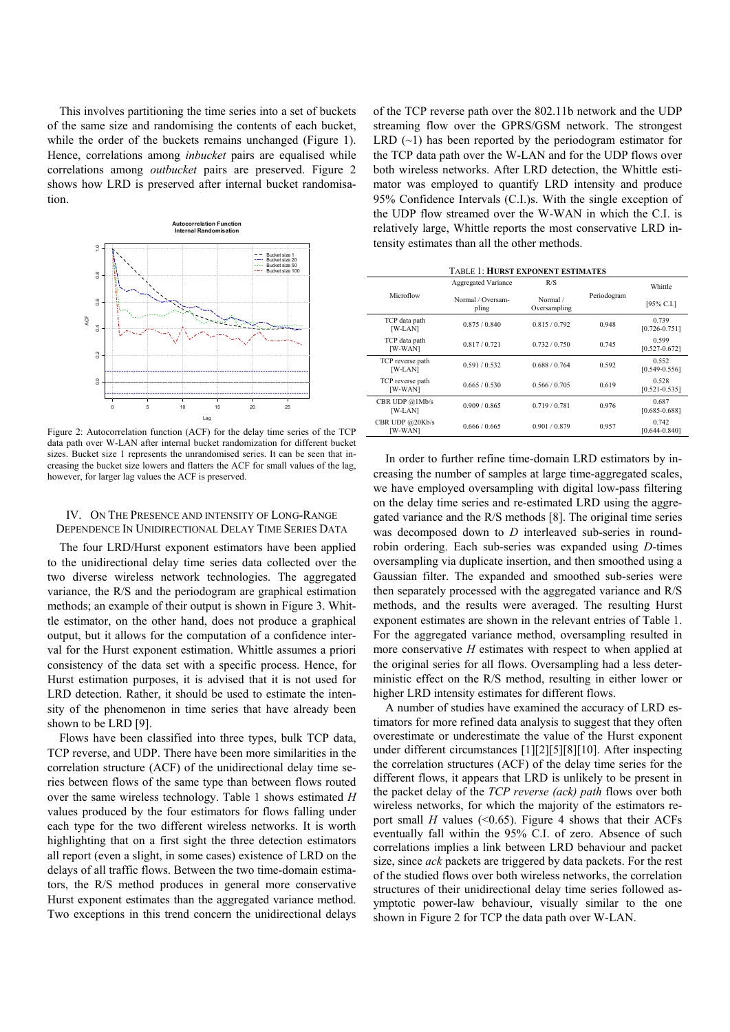This involves partitioning the time series into a set of buckets of the same size and randomising the contents of each bucket, while the order of the buckets remains unchanged (Figure 1). Hence, correlations among *inbucket* pairs are equalised while correlations among *outbucket* pairs are preserved. Figure 2 shows how LRD is preserved after internal bucket randomisation.

Figure 2: Autocorrelation function (ACF) for the delay time series of the TCP data path over W-LAN after internal bucket randomization for different bucket sizes. Bucket size 1 represents the unrandomised series. It can be seen that increasing the bucket size lowers and flatters the ACF for small values of the lag, however, for larger lag values the ACF is preserved.

## IV. On the Presence and Intensity of Long-Range Dependence in Unidirectional Delay Time Series Data

The four LRD/Hurst exponent estimators have been applied to the unidirectional delay time series data collected over the two diverse wireless network technologies. The aggregated variance, the R/S and the periodogram are graphical estimation methods; an example of their output is shown in Figure 3. Whittle estimator, on the other hand, does not produce a graphical output, but it allows for the computation of a confidence interval for the Hurst exponent estimation. Whittle assumes a priori consistency of the data set with a specific process. Hence, for Hurst estimation purposes, it is advised that it is not used for LRD detection. Rather, it should be used to estimate the intensity of the phenomenon in time series that have already been shown to be LRD [9].

Flows have been classified into three types, bulk TCP data, TCP reverse, and UDP. There have been more similarities in the correlation structure (ACF) of the unidirectional delay time series between flows of the same type than between flows routed over the same wireless technology. Table 1 shows estimated $H$ values produced by the four estimators for flows falling under each type for the two different wireless networks. It is worth highlighting that on a first sight the three detection estimators all report (even a slight, in some cases) existence of LRD on the delays of all traffic flows. Between the two time-domain estimators, the R/S method produces in general more conservative Hurst exponent estimates than the aggregated variance method. Two exceptions in this trend concern the unidirectional delays of the TCP reverse path over the 802.11b network and the UDP streaming flow over the GPRS/GSM network. The strongest LRD (~1) has been reported by the periodogram estimator for the TCP data path over the W-LAN and for the UDP flows over both wireless networks. After LRD detection, the Whittle estimator was employed to quantify LRD intensity and produce 95% Confidence Intervals (C.I.)s. With the single exception of the UDP flow streamed over the W-WAN in which the C.I. is relatively large, Whittle reports the most conservative LRD intensity estimates than all the other methods.

TABLE 1: **HURST EXPONENT ESTIMATES**

| Microflow | Aggregated Variance | R/S | Periodogram | Whittle |
|---|---|---|---|---|
| | Normal / Oversampling | Normal / Oversampling | | [95% C.I.] |
| TCP data path [W-LAN] | 0.875 / 0.840 | 0.815 / 0.792 | 0.948 | 0.739 [0.726-0.751] |
| TCP data path [W-WAN] | 0.817 / 0.721 | 0.732 / 0.750 | 0.745 | 0.599 [0.527-0.672] |
| TCP reverse path [W-LAN] | 0.591 / 0.532 | 0.688 / 0.764 | 0.592 | 0.552 [0.549-0.556] |
| TCP reverse path [W-WAN] | 0.665 / 0.530 | 0.566 / 0.705 | 0.619 | 0.528 [0.521-0.535] |
| CBR UDP @1Mb/s [W-LAN] | 0.909 / 0.865 | 0.719 / 0.781 | 0.976 | 0.687 [0.685-0.688] |
| CBR UDP @20Kb/s [W-WAN] | 0.666 / 0.665 | 0.901 / 0.879 | 0.957 | 0.742 [0.644-0.840] |

In order to further refine time-domain LRD estimators by increasing the number of samples at large time-aggregated scales, we have employed oversampling with digital low-pass filtering on the delay time series and re-estimated LRD using the aggregated variance and the R/S methods [8]. The original time series was decomposed down to $D$ interleaved sub-series in round-robin ordering. Each sub-series was expanded using $D$-times oversampling via duplicate insertion, and then smoothed using a Gaussian filter. The expanded and smoothed sub-series were then separately processed with the aggregated variance and R/S methods, and the results were averaged. The resulting Hurst exponent estimates are shown in the relevant entries of Table 1. For the aggregated variance method, oversampling resulted in more conservative $H$ estimates with respect to when applied at the original series for all flows. Oversampling had a less deterministic effect on the R/S method, resulting in either lower or higher LRD intensity estimates for different flows.

A number of studies have examined the accuracy of LRD estimators for more refined data analysis to suggest that they often overestimate or underestimate the value of the Hurst exponent under different circumstances [1][2][5][8][10]. After inspecting the correlation structures (ACF) of the delay time series for the different flows, it appears that LRD is unlikely to be present in the packet delay of the *TCP reverse (ack) path* flows over both wireless networks, for which the majority of the estimators report small $H$ values (<0.65). Figure 4 shows that their ACFs eventually fall within the 95% C.I. of zero. Absence of such correlations implies a link between LRD behaviour and packet size, since *ack* packets are triggered by data packets. For the rest of the studied flows over both wireless networks, the correlation structures of their unidirectional delay time series followed asymptotic power-law behaviour, visually similar to the one shown in Figure 2 for TCP the data path over W-LAN.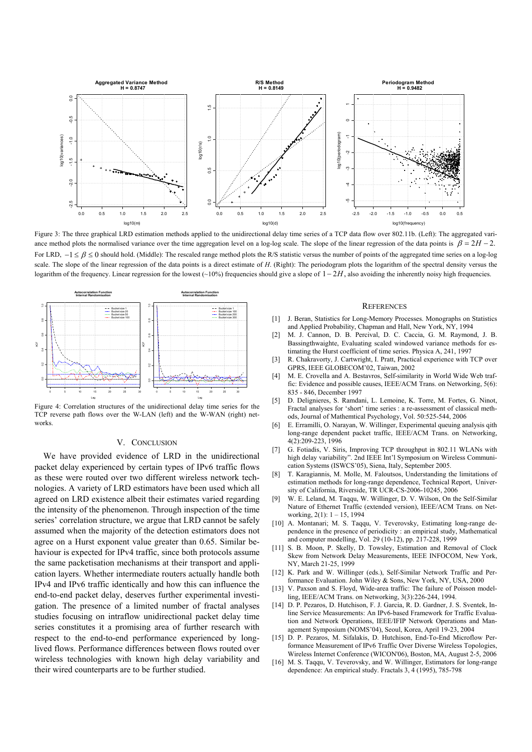Aggregated Variance Method
H = 0.8747

log10(variances)

log10(m)

R/S Method
H = 0.8149

log10(r/s)

log10(d)

Periodogram Method
H = 0.9482

log10(periodogram)

log10(frequency)

Figure 3: The three graphical LRD estimation methods applied to the unidirectional delay time series of a TCP data flow over 802.11b. (Left): The aggregated variance method plots the normalised variance over the time aggregation level on a log-log scale. The slope of the linear regression of the data points is $\beta = 2H - 2$. For LRD, $-1 \leq \beta \leq 0$ should hold. (Middle): The rescaled range method plots the R/S statistic versus the number of points of the aggregated time series on a log-log scale. The slope of the linear regression of the data points is a direct estimate of *H*. (Right): The periodogram plots the logarithm of the spectral density versus the logarithm of the frequency. Linear regression for the lowest (~10%) frequencies should give a slope of $1 - 2H$, also avoiding the inherently noisy high frequencies.

Autocorrelation Function
Internal Randomisation

Bucket size 1
Bucket size 20
Bucket size 50
Bucket size 100

ACF

Lag

Autocorrelation Function
Internal Randomisation

Bucket size 1
Bucket size 100
Bucket size 200
Bucket size 300

ACF

Lag

Figure 4: Correlation structures of the unidirectional delay time series for the TCP reverse path flows over the W-LAN (left) and the W-WAN (right) networks.

## V. CONCLUSION

We have provided evidence of LRD in the unidirectional packet delay experienced by certain types of IPv6 traffic flows as these were routed over two different wireless network technologies. A variety of LRD estimators have been used which all agreed on LRD existence albeit their estimates varied regarding the intensity of the phenomenon. Through inspection of the time series' correlation structure, we argue that LRD cannot be safely assumed when the majority of the detection estimators does not agree on a Hurst exponent value greater than 0.65. Similar behaviour is expected for IPv4 traffic, since both protocols assume the same packetisation mechanisms at their transport and application layers. Whether intermediate routers actually handle both IPv4 and IPv6 traffic identically and how this can influence the end-to-end packet delay, deserves further experimental investigation. The presence of a limited number of fractal analyses studies focusing on intraflow unidirectional packet delay time series constitutes it a promising area of further research with respect to the end-to-end performance experienced by long-lived flows. Performance differences between flows routed over wireless technologies with known high delay variability and their wired counterparts are to be further studied.

## REFERENCES

[1] J. Beran, Statistics for Long-Memory Processes. Monographs on Statistics and Applied Probability, Chapman and Hall, New York, NY, 1994

[2] M. J. Cannon, D. B. Percival, D. C. Caccia, G. M. Raymond, J. B. Bassingthwaighte, Evaluating scaled windowed variance methods for estimating the Hurst coefficient of time series. Physica A, 241, 1997

[3] R. Chakravorty, J. Cartwright, I. Pratt, Practical experience with TCP over GPRS, IEEE GLOBECOM'02, Taiwan, 2002

[4] M. E. Crovella and A. Bestavros, Self-similarity in World Wide Web traffic: Evidence and possible causes, IEEE/ACM Trans. on Networking, 5(6): 835 - 846, December 1997

[5] D. Delignieres, S. Ramdani, L. Lemoine, K. Torre, M. Fortes, G. Ninot, Fractal analyses for 'short' time series : a re-assessment of classical methods, Journal of Mathemtical Psychology, Vol. 50:525-544, 2006

[6] E. Erramilli, O. Narayan, W. Willinger, Experimental queuing analysis qith long-range dependent packet traffic, IEEE/ACM Trans. on Networking, 4(2):209-223, 1996

[7] G. Fotiadis, V. Siris, Improving TCP throughput in 802.11 WLANs with high delay variability". 2nd IEEE Int'l Symposium on Wireless Communication Systems (ISWCS'05), Siena, Italy, September 2005.

[8] T. Karagiannis, M. Molle, M. Faloutsos, Understanding the limitations of estimation methods for long-range dependence, Technical Report, University of California, Riverside, TR UCR-CS-2006-10245, 2006

[9] W. E. Leland, M. Taqqu, W. Willinger, D. V. Wilson, On the Self-Similar Nature of Ethernet Traffic (extended version), IEEE/ACM Trans. on Networking, 2(1): 1 – 15, 1994

[10] A. Montanari; M. S. Taqqu, V. Teverovsky, Estimating long-range dependence in the presence of periodicity : an empirical study, Mathematical and computer modelling, Vol. 29 (10-12), pp. 217-228, 1999

[11] S. B. Moon, P. Skelly, D. Towsley, Estimation and Removal of Clock Skew from Network Delay Measurements, IEEE INFOCOM, New York, NY, March 21-25, 1999

[12] K. Park and W. Willinger (eds.), Self-Similar Network Traffic and Performance Evaluation. John Wiley & Sons, New York, NY, USA, 2000

[13] V. Paxson and S. Floyd, Wide-area traffic: The failure of Poisson modelling, IEEE/ACM Trans. on Networking, 3(3):226-244, 1994.

[14] D. P. Pezaros, D. Hutchison, F. J. Garcia, R. D. Gardner, J. S. Sventek, Inline Service Measurements: An IPv6-based Framework for Traffic Evaluation and Network Operations, IEEE/IFIP Network Operations and Management Symposium (NOMS'04), Seoul, Korea, April 19-23, 2004

[15] D. P. Pezaros, M. Sifalakis, D. Hutchison, End-To-End Microflow Performance Measurement of IPv6 Traffic Over Diverse Wireless Topologies, Wireless Internet Conference (WICON'06), Boston, MA, August 2-5, 2006

[16] M. S. Taqqu, V. Teverovsky, and W. Willinger, Estimators for long-range dependence: An empirical study. Fractals 3, 4 (1995), 785-798